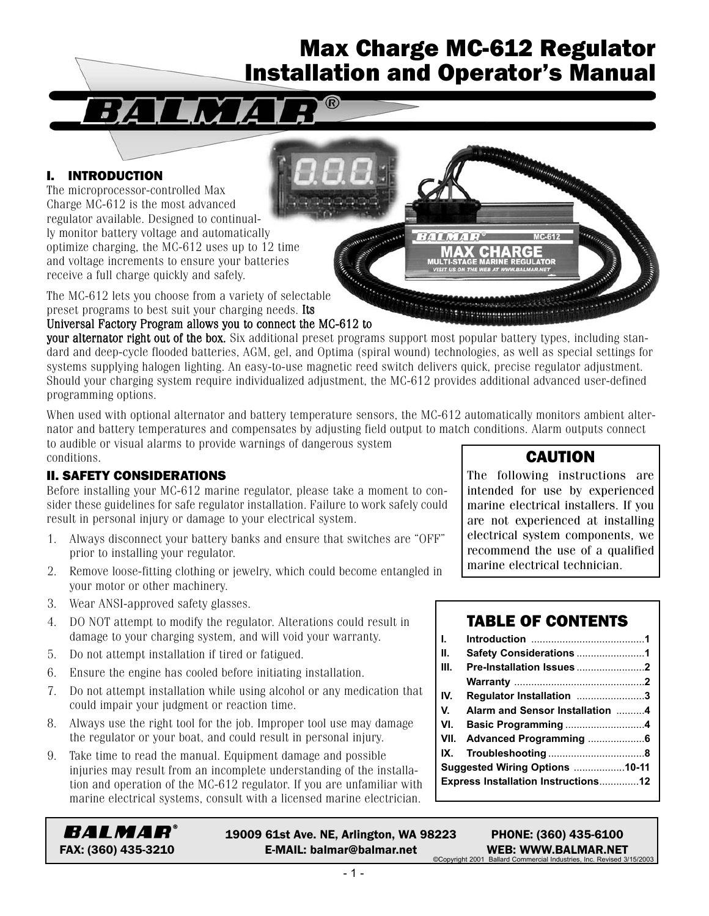# Max Charge MC-612 Regulator Installation and Operator's Manual

## I. INTRODUCTION

The microprocessor-controlled Max Charge MC-612 is the most advanced regulator available. Designed to continually monitor battery voltage and automatically optimize charging, the MC-612 uses up to 12 time and voltage increments to ensure your batteries receive a full charge quickly and safely.

The MC-612 lets you choose from a variety of selectable preset programs to best suit your charging needs. **Its Universal Factory Program allows you to connect the MC-612 to your alternator right out of the box.** Six additional preset programs support most popular battery types, including standard and deep-cycle flooded batteries, AGM, gel, and Optima (spiral wound) technologies, as well as special settings for systems supplying halogen lighting. An easy-to-use magnetic reed switch delivers quick, precise regulator adjustment. Should your charging system require individualized adjustment, the MC-612 provides additional advanced user-defined programming options.

When used with optional alternator and battery temperature sensors, the MC-612 automatically monitors ambient alternator and battery temperatures and compensates by adjusting field output to match conditions. Alarm outputs connect to audible or visual alarms to provide warnings of dangerous system conditions.

## II. SAFETY CONSIDERATIONS

Before installing your MC-612 marine regulator, please take a moment to consider these guidelines for safe regulator installation. Failure to work safely could result in personal injury or damage to your electrical system.

1. Always disconnect your battery banks and ensure that switches are "OFF" prior to installing your regulator.
2. Remove loose-fitting clothing or jewelry, which could become entangled in your motor or other machinery.
3. Wear ANSI-approved safety glasses.
4. DO NOT attempt to modify the regulator. Alterations could result in damage to your charging system, and will void your warranty.
5. Do not attempt installation if tired or fatigued.
6. Ensure the engine has cooled before initiating installation.
7. Do not attempt installation while using alcohol or any medication that could impair your judgment or reaction time.
8. Always use the right tool for the job. Improper tool use may damage the regulator or your boat, and could result in personal injury.
9. Take time to read the manual. Equipment damage and possible injuries may result from an incomplete understanding of the installation and operation of the MC-612 regulator. If you are unfamiliar with marine electrical systems, consult with a licensed marine electrician.

### CAUTION

The following instructions are intended for use by experienced marine electrical installers. If you are not experienced at installing electrical system components, we recommend the use of a qualified marine electrical technician.

### TABLE OF CONTENTS

| | Section | Page |
|---|---|---|
| I. | Introduction | 1 |
| II. | Safety Considerations | 1 |
| III. | Pre-Installation Issues | 2 |
| | Warranty | 2 |
| IV. | Regulator Installation | 3 |
| V. | Alarm and Sensor Installation | 4 |
| VI. | Basic Programming | 4 |
| VII. | Advanced Programming | 6 |
| IX. | Troubleshooting | 8 |
| | Suggested Wiring Options | 10-11 |
| | Express Installation Instructions | 12 |

**BALMAR®** 19009 61st Ave. NE, Arlington, WA 98223 PHONE: (360) 435-6100
FAX: (360) 435-3210 E-MAIL: balmar@balmar.net WEB: WWW.BALMAR.NET

©Copyright 2001 Ballard Commercial Industries, Inc. Revised 3/15/2003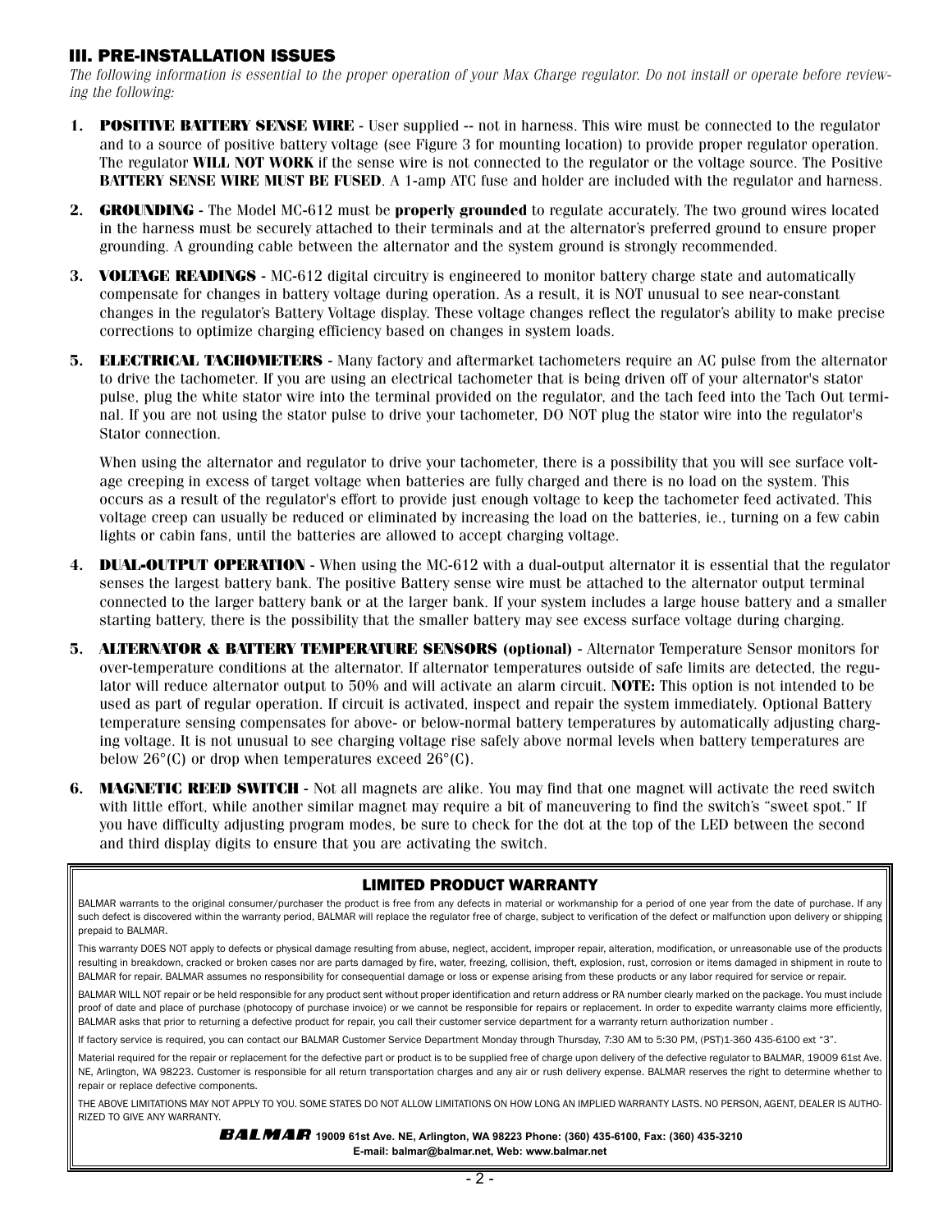## III. PRE-INSTALLATION ISSUES

*The following information is essential to the proper operation of your Max Charge regulator. Do not install or operate before reviewing the following:*

1. **POSITIVE BATTERY SENSE WIRE** - User supplied -- not in harness. This wire must be connected to the regulator and to a source of positive battery voltage (see Figure 3 for mounting location) to provide proper regulator operation. The regulator **WILL NOT WORK** if the sense wire is not connected to the regulator or the voltage source. The Positive **BATTERY SENSE WIRE MUST BE FUSED**. A 1-amp ATC fuse and holder are included with the regulator and harness.

2. **GROUNDING** - The Model MC-612 must be **properly grounded** to regulate accurately. The two ground wires located in the harness must be securely attached to their terminals and at the alternator's preferred ground to ensure proper grounding. A grounding cable between the alternator and the system ground is strongly recommended.

3. **VOLTAGE READINGS** - MC-612 digital circuitry is engineered to monitor battery charge state and automatically compensate for changes in battery voltage during operation. As a result, it is NOT unusual to see near-constant changes in the regulator's Battery Voltage display. These voltage changes reflect the regulator's ability to make precise corrections to optimize charging efficiency based on changes in system loads.

5. **ELECTRICAL TACHOMETERS** - Many factory and aftermarket tachometers require an AC pulse from the alternator to drive the tachometer. If you are using an electrical tachometer that is being driven off of your alternator's stator pulse, plug the white stator wire into the terminal provided on the regulator, and the tach feed into the Tach Out terminal. If you are not using the stator pulse to drive your tachometer, DO NOT plug the stator wire into the regulator's Stator connection.

   When using the alternator and regulator to drive your tachometer, there is a possibility that you will see surface voltage creeping in excess of target voltage when batteries are fully charged and there is no load on the system. This occurs as a result of the regulator's effort to provide just enough voltage to keep the tachometer feed activated. This voltage creep can usually be reduced or eliminated by increasing the load on the batteries, ie., turning on a few cabin lights or cabin fans, until the batteries are allowed to accept charging voltage.

4. **DUAL-OUTPUT OPERATION** - When using the MC-612 with a dual-output alternator it is essential that the regulator senses the largest battery bank. The positive Battery sense wire must be attached to the alternator output terminal connected to the larger battery bank or at the larger bank. If your system includes a large house battery and a smaller starting battery, there is the possibility that the smaller battery may see excess surface voltage during charging.

5. **ALTERNATOR & BATTERY TEMPERATURE SENSORS (optional)** - Alternator Temperature Sensor monitors for over-temperature conditions at the alternator. If alternator temperatures outside of safe limits are detected, the regulator will reduce alternator output to 50% and will activate an alarm circuit. **NOTE:** This option is not intended to be used as part of regular operation. If circuit is activated, inspect and repair the system immediately. Optional Battery temperature sensing compensates for above- or below-normal battery temperatures by automatically adjusting charging voltage. It is not unusual to see charging voltage rise safely above normal levels when battery temperatures are below 26°(C) or drop when temperatures exceed 26°(C).

6. **MAGNETIC REED SWITCH** - Not all magnets are alike. You may find that one magnet will activate the reed switch with little effort, while another similar magnet may require a bit of maneuvering to find the switch's "sweet spot." If you have difficulty adjusting program modes, be sure to check for the dot at the top of the LED between the second and third display digits to ensure that you are activating the switch.

### LIMITED PRODUCT WARRANTY

BALMAR warrants to the original consumer/purchaser the product is free from any defects in material or workmanship for a period of one year from the date of purchase. If any such defect is discovered within the warranty period, BALMAR will replace the regulator free of charge, subject to verification of the defect or malfunction upon delivery or shipping prepaid to BALMAR.

This warranty DOES NOT apply to defects or physical damage resulting from abuse, neglect, accident, improper repair, alteration, modification, or unreasonable use of the products resulting in breakdown, cracked or broken cases nor are parts damaged by fire, water, freezing, collision, theft, explosion, rust, corrosion or items damaged in shipment in route to BALMAR for repair. BALMAR assumes no responsibility for consequential damage or loss or expense arising from these products or any labor required for service or repair.

BALMAR WILL NOT repair or be held responsible for any product sent without proper identification and return address or RA number clearly marked on the package. You must include proof of date and place of purchase (photocopy of purchase invoice) or we cannot be responsible for repairs or replacement. In order to expedite warranty claims more efficiently, BALMAR asks that prior to returning a defective product for repair, you call their customer service department for a warranty return authorization number .

If factory service is required, you can contact our BALMAR Customer Service Department Monday through Thursday, 7:30 AM to 5:30 PM, (PST)1-360 435-6100 ext "3".

Material required for the repair or replacement for the defective part or product is to be supplied free of charge upon delivery of the defective regulator to BALMAR, 19009 61st Ave. NE, Arlington, WA 98223. Customer is responsible for all return transportation charges and any air or rush delivery expense. BALMAR reserves the right to determine whether to repair or replace defective components.

THE ABOVE LIMITATIONS MAY NOT APPLY TO YOU. SOME STATES DO NOT ALLOW LIMITATIONS ON HOW LONG AN IMPLIED WARRANTY LASTS. NO PERSON, AGENT, DEALER IS AUTHORIZED TO GIVE ANY WARRANTY.

**BALMAR** 19009 61st Ave. NE, Arlington, WA 98223 Phone: (360) 435-6100, Fax: (360) 435-3210
E-mail: balmar@balmar.net, Web: www.balmar.net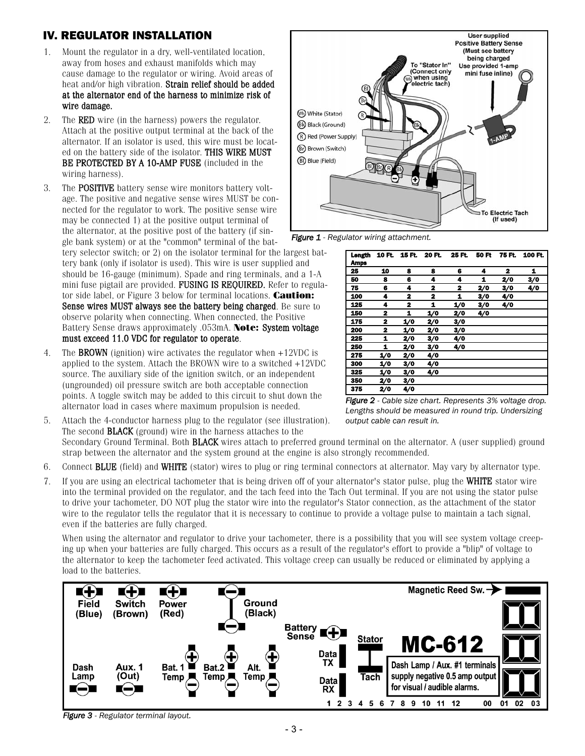## IV. REGULATOR INSTALLATION

1. Mount the regulator in a dry, well-ventilated location, away from hoses and exhaust manifolds which may cause damage to the regulator or wiring. Avoid areas of heat and/or high vibration. **Strain relief should be added at the alternator end of the harness to minimize risk of wire damage.**
2. The **RED** wire (in the harness) powers the regulator. Attach at the positive output terminal at the back of the alternator. If an isolator is used, this wire must be located on the battery side of the isolator. **THIS WIRE MUST BE PROTECTED BY A 10-AMP FUSE** (included in the wiring harness).
3. The **POSITIVE** battery sense wire monitors battery voltage. The positive and negative sense wires MUST be connected for the regulator to work. The positive sense wire may be connected 1) at the positive output terminal of the alternator, at the positive post of the battery (if single bank system) or at the "common" terminal of the battery selector switch; or 2) on the isolator terminal for the largest battery bank (only if isolator is used). This wire is user supplied and should be 16-gauge (minimum). Spade and ring terminals, and a 1-A mini fuse pigtail are provided. **FUSING IS REQUIRED.** Refer to regulator side label, or Figure 3 below for terminal locations. **Caution: Sense wires MUST always see the battery being charged**. Be sure to observe polarity when connecting. When connected, the Positive Battery Sense draws approximately .053mA. **Note: System voltage must exceed 11.0 VDC for regulator to operate**.
4. The **BROWN** (ignition) wire activates the regulator when +12VDC is applied to the system. Attach the BROWN wire to a switched +12VDC source. The auxiliary side of the ignition switch, or an independent (ungrounded) oil pressure switch are both acceptable connection points. A toggle switch may be added to this circuit to shut down the alternator load in cases where maximum propulsion is needed.
5. Attach the 4-conductor harness plug to the regulator (see illustration). The second **BLACK** (ground) wire in the harness attaches to the Secondary Ground Terminal. Both **BLACK** wires attach to preferred ground terminal on the alternator. A (user supplied) ground strap between the alternator and the system ground at the engine is also strongly recommended.
6. Connect **BLUE** (field) and **WHITE** (stator) wires to plug or ring terminal connectors at alternator. May vary by alternator type.
7. If you are using an electrical tachometer that is being driven off of your alternator's stator pulse, plug the **WHITE** stator wire into the terminal provided on the regulator, and the tach feed into the Tach Out terminal. If you are not using the stator pulse to drive your tachometer, DO NOT plug the stator wire into the regulator's Stator connection, as the attachment of the stator wire to the regulator tells the regulator that it is necessary to continue to provide a voltage pulse to maintain a tach signal, even if the batteries are fully charged.

   When using the alternator and regulator to drive your tachometer, there is a possibility that you will see system voltage creeping up when your batteries are fully charged. This occurs as a result of the regulator's effort to provide a "blip" of voltage to the alternator to keep the tachometer feed activated. This voltage creep can usually be reduced or eliminated by applying a load to the batteries.

User supplied Positive Battery Sense (Must see battery being charged Use provided 1-amp mini fuse inline)

To "Stator In" (Connect only when using electric tach)

Wh White (Stator)
Bk Black (Ground)
R Red (Power Supply)
Br Brown (Switch)
Bl Blue (Field)

1-AMP

To Electric Tach (If used)

*Figure 1* - Regulator wiring attachment.

| Length Amps | 10 Ft. | 15 Ft. | 20 Ft. | 25 Ft. | 50 Ft | 75 Ft. | 100 Ft. |
|---|---|---|---|---|---|---|---|
| 25 | 10 | 8 | 8 | 6 | 4 | 2 | 1 |
| 50 | 8 | 6 | 4 | 4 | 1 | 2/0 | 3/0 |
| 75 | 6 | 4 | 2 | 2 | 2/0 | 3/0 | 4/0 |
| 100 | 4 | 2 | 2 | 1 | 3/0 | 4/0 | |
| 125 | 4 | 2 | 1 | 1/0 | 3/0 | 4/0 | |
| 150 | 2 | 1 | 1/0 | 2/0 | 4/0 | | |
| 175 | 2 | 1/0 | 2/0 | 3/0 | | | |
| 200 | 2 | 1/0 | 2/0 | 3/0 | | | |
| 225 | 1 | 2/0 | 3/0 | 4/0 | | | |
| 250 | 1 | 2/0 | 3/0 | 4/0 | | | |
| 275 | 1/0 | 2/0 | 4/0 | | | | |
| 300 | 1/0 | 3/0 | 4/0 | | | | |
| 325 | 1/0 | 3/0 | 4/0 | | | | |
| 350 | 2/0 | 3/0 | | | | | |
| 375 | 2/0 | 4/0 | | | | | |

*Figure 2* - Cable size chart. Represents 3% voltage drop. Lengths should be measured in round trip. Undersizing output cable can result in.

Field (Blue) + | Switch (Brown) + | Power (Red) + | Ground (Black) − | Battery Sense + | Stator | Magnetic Reed Sw.

Dash Lamp − | Aux. 1 (Out) − | Bat. 1 Temp + − | Bat.2 Temp + − | Alt. Temp + − | Data TX | Data RX | Tach

**MC-612**

Dash Lamp / Aux. #1 terminals supply negative 0.5 amp output for visual / audible alarms.

1 2 3 4 5 6 7 8 9 10 11 12 00 01 02 03

*Figure 3* - Regulator terminal layout.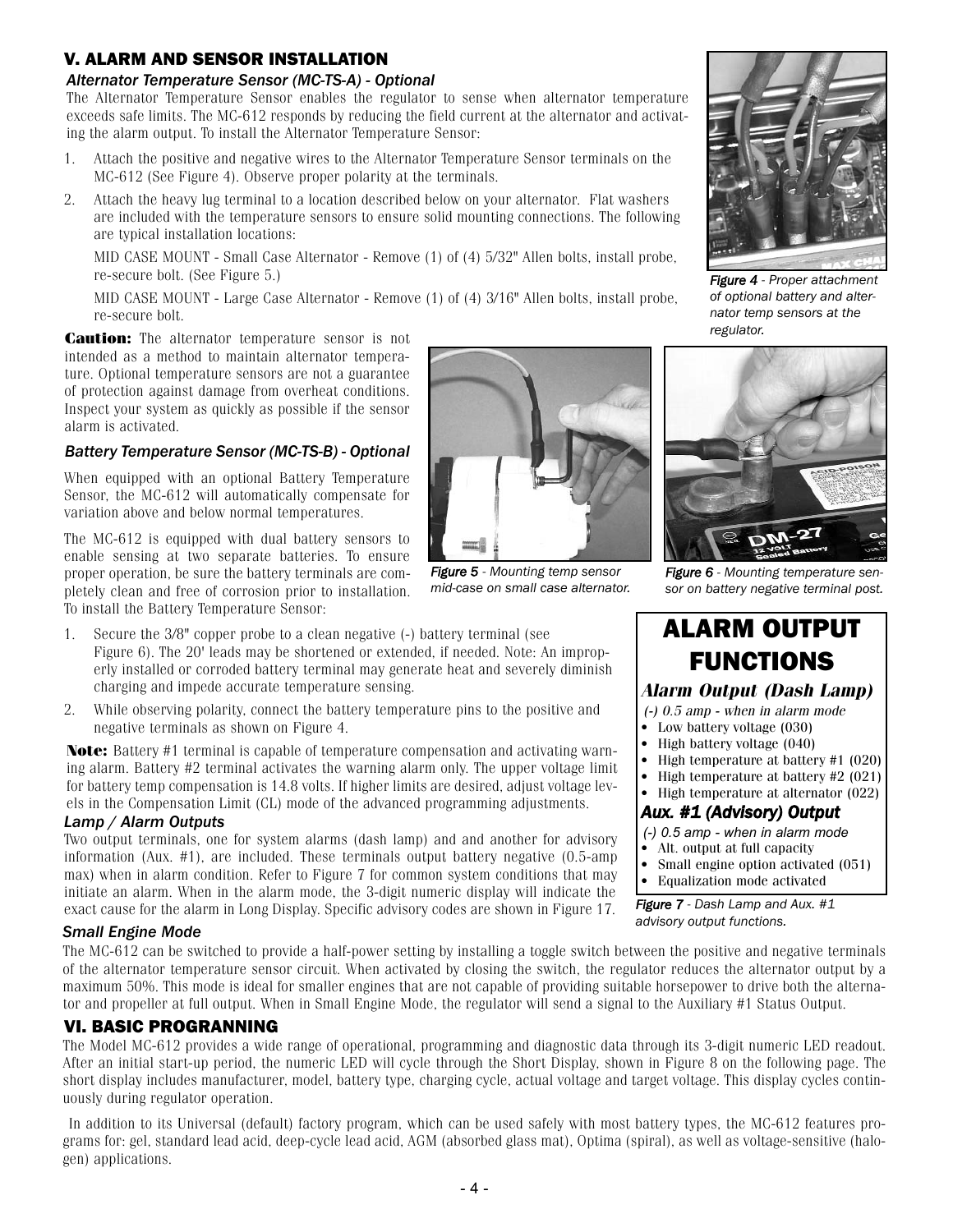## V. ALARM AND SENSOR INSTALLATION

### *Alternator Temperature Sensor (MC-TS-A) - Optional*

The Alternator Temperature Sensor enables the regulator to sense when alternator temperature exceeds safe limits. The MC-612 responds by reducing the field current at the alternator and activating the alarm output. To install the Alternator Temperature Sensor:

1. Attach the positive and negative wires to the Alternator Temperature Sensor terminals on the MC-612 (See Figure 4). Observe proper polarity at the terminals.
2. Attach the heavy lug terminal to a location described below on your alternator. Flat washers are included with the temperature sensors to ensure solid mounting connections. The following are typical installation locations:

   MID CASE MOUNT - Small Case Alternator - Remove (1) of (4) 5/32" Allen bolts, install probe, re-secure bolt. (See Figure 5.)

   MID CASE MOUNT - Large Case Alternator - Remove (1) of (4) 3/16" Allen bolts, install probe, re-secure bolt.

*Figure 4 - Proper attachment of optional battery and alternator temp sensors at the regulator.*

**Caution:** The alternator temperature sensor is not intended as a method to maintain alternator temperature. Optional temperature sensors are not a guarantee of protection against damage from overheat conditions. Inspect your system as quickly as possible if the sensor alarm is activated.

### *Battery Temperature Sensor (MC-TS-B) - Optional*

When equipped with an optional Battery Temperature Sensor, the MC-612 will automatically compensate for variation above and below normal temperatures.

The MC-612 is equipped with dual battery sensors to enable sensing at two separate batteries. To ensure proper operation, be sure the battery terminals are completely clean and free of corrosion prior to installation. To install the Battery Temperature Sensor:

*Figure 5 - Mounting temp sensor mid-case on small case alternator.*

*Figure 6 - Mounting temperature sensor on battery negative terminal post.*

1. Secure the 3/8" copper probe to a clean negative (-) battery terminal (see Figure 6). The 20' leads may be shortened or extended, if needed. Note: An improperly installed or corroded battery terminal may generate heat and severely diminish charging and impede accurate temperature sensing.
2. While observing polarity, connect the battery temperature pins to the positive and negative terminals as shown on Figure 4.

**Note:** Battery #1 terminal is capable of temperature compensation and activating warning alarm. Battery #2 terminal activates the warning alarm only. The upper voltage limit for battery temp compensation is 14.8 volts. If higher limits are desired, adjust voltage levels in the Compensation Limit (CL) mode of the advanced programming adjustments.

### *Lamp / Alarm Outputs*

Two output terminals, one for system alarms (dash lamp) and and another for advisory information (Aux. #1), are included. These terminals output battery negative (0.5-amp max) when in alarm condition. Refer to Figure 7 for common system conditions that may initiate an alarm. When in the alarm mode, the 3-digit numeric display will indicate the exact cause for the alarm in Long Display. Specific advisory codes are shown in Figure 17.

> ## ALARM OUTPUT FUNCTIONS
>
> ***Alarm Output (Dash Lamp)***
>
> *(-) 0.5 amp - when in alarm mode*
>
> - Low battery voltage (030)
> - High battery voltage (040)
> - High temperature at battery #1 (020)
> - High temperature at battery #2 (021)
> - High temperature at alternator (022)
>
> ***Aux. #1 (Advisory) Output***
>
> *(-) 0.5 amp - when in alarm mode*
>
> - Alt. output at full capacity
> - Small engine option activated (051)
> - Equalization mode activated

*Figure 7 - Dash Lamp and Aux. #1 advisory output functions.*

### *Small Engine Mode*

The MC-612 can be switched to provide a half-power setting by installing a toggle switch between the positive and negative terminals of the alternator temperature sensor circuit. When activated by closing the switch, the regulator reduces the alternator output by a maximum 50%. This mode is ideal for smaller engines that are not capable of providing suitable horsepower to drive both the alternator and propeller at full output. When in Small Engine Mode, the regulator will send a signal to the Auxiliary #1 Status Output.

## VI. BASIC PROGRANNING

The Model MC-612 provides a wide range of operational, programming and diagnostic data through its 3-digit numeric LED readout. After an initial start-up period, the numeric LED will cycle through the Short Display, shown in Figure 8 on the following page. The short display includes manufacturer, model, battery type, charging cycle, actual voltage and target voltage. This display cycles continuously during regulator operation.

In addition to its Universal (default) factory program, which can be used safely with most battery types, the MC-612 features programs for: gel, standard lead acid, deep-cycle lead acid, AGM (absorbed glass mat), Optima (spiral), as well as voltage-sensitive (halogen) applications.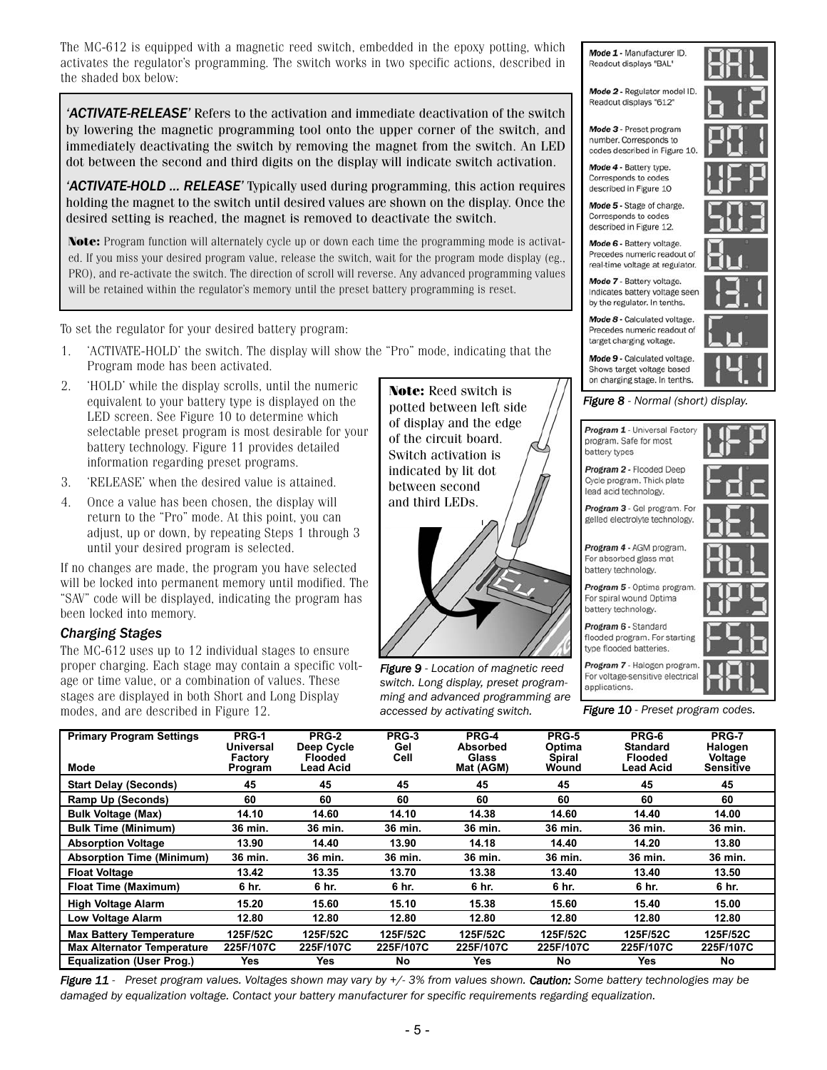The MC-612 is equipped with a magnetic reed switch, embedded in the epoxy potting, which activates the regulator's programming. The switch works in two specific actions, described in the shaded box below:

> ***'ACTIVATE-RELEASE'*** Refers to the activation and immediate deactivation of the switch by lowering the magnetic programming tool onto the upper corner of the switch, and immediately deactivating the switch by removing the magnet from the switch. An LED dot between the second and third digits on the display will indicate switch activation.
>
> ***'ACTIVATE-HOLD ... RELEASE'*** Typically used during programming, this action requires holding the magnet to the switch until desired values are shown on the display. Once the desired setting is reached, the magnet is removed to deactivate the switch.
>
> **Note:** Program function will alternately cycle up or down each time the programming mode is activated. If you miss your desired program value, release the switch, wait for the program mode display (eg., PRO), and re-activate the switch. The direction of scroll will reverse. Any advanced programming values will be retained within the regulator's memory until the preset battery programming is reset.

To set the regulator for your desired battery program:

1. 'ACTIVATE-HOLD' the switch. The display will show the "Pro" mode, indicating that the Program mode has been activated.
2. 'HOLD' while the display scrolls, until the numeric equivalent to your battery type is displayed on the LED screen. See Figure 10 to determine which selectable preset program is most desirable for your battery technology. Figure 11 provides detailed information regarding preset programs.
3. 'RELEASE' when the desired value is attained.
4. Once a value has been chosen, the display will return to the "Pro" mode. At this point, you can adjust, up or down, by repeating Steps 1 through 3 until your desired program is selected.

If no changes are made, the program you have selected will be locked into permanent memory until modified. The "SAV" code will be displayed, indicating the program has been locked into memory.

### *Charging Stages*

The MC-612 uses up to 12 individual stages to ensure proper charging. Each stage may contain a specific voltage or time value, or a combination of values. These stages are displayed in both Short and Long Display modes, and are described in Figure 12.

**Note:** Reed switch is potted between left side of display and the edge of the circuit board. Switch activation is indicated by lit dot between second and third LEDs.

*Figure 9 - Location of magnetic reed switch. Long display, preset programming and advanced programming are accessed by activating switch.*

***Mode 1*** - Manufacturer ID. Readout displays "BAL"

***Mode 2*** - Regulator model ID. Readout displays "612"

***Mode 3*** - Preset program number. Corresponds to codes described in Figure 10.

***Mode 4*** - Battery type. Corresponds to codes described in Figure 10

***Mode 5*** - Stage of charge. Corresponds to codes described in Figure 12.

***Mode 6*** - Battery voltage. Precedes numeric readout of real-time voltage at regulator.

***Mode 7*** - Battery voltage. Indicates battery voltage seen by the regulator. In tenths.

***Mode 8*** - Calculated voltage. Precedes numeric readout of target charging voltage.

***Mode 9*** - Calculated voltage. Shows target voltage based on charging stage. In tenths.

*Figure 8 - Normal (short) display.*

***Program 1*** - Universal Factory program. Safe for most battery types

***Program 2*** - Flooded Deep Cycle program. Thick plate lead acid technology.

***Program 3*** - Gel program. For gelled electrolyte technology.

***Program 4*** - AGM program. For absorbed glass mat battery technology.

***Program 5*** - Optima program. For spiral wound Optima battery technology.

***Program 6*** - Standard flooded program. For starting type flooded batteries.

***Program 7*** - Halogen program. For voltage-sensitive electrical applications.

*Figure 10 - Preset program codes.*

| Primary Program Settings<br>Mode | PRG-1 Universal Factory Program | PRG-2 Deep Cycle Flooded Lead Acid | PRG-3 Gel Cell | PRG-4 Absorbed Glass Mat (AGM) | PRG-5 Optima Spiral Wound | PRG-6 Standard Flooded Lead Acid | PRG-7 Halogen Voltage Sensitive |
|---|---|---|---|---|---|---|---|
| Start Delay (Seconds) | 45 | 45 | 45 | 45 | 45 | 45 | 45 |
| Ramp Up (Seconds) | 60 | 60 | 60 | 60 | 60 | 60 | 60 |
| Bulk Voltage (Max) | 14.10 | 14.60 | 14.10 | 14.38 | 14.60 | 14.40 | 14.00 |
| Bulk Time (Minimum) | 36 min. | 36 min. | 36 min. | 36 min. | 36 min. | 36 min. | 36 min. |
| Absorption Voltage | 13.90 | 14.40 | 13.90 | 14.18 | 14.40 | 14.20 | 13.80 |
| Absorption Time (Minimum) | 36 min. | 36 min. | 36 min. | 36 min. | 36 min. | 36 min. | 36 min. |
| Float Voltage | 13.42 | 13.35 | 13.70 | 13.38 | 13.40 | 13.40 | 13.50 |
| Float Time (Maximum) | 6 hr. | 6 hr. | 6 hr. | 6 hr. | 6 hr. | 6 hr. | 6 hr. |
| High Voltage Alarm | 15.20 | 15.60 | 15.10 | 15.38 | 15.60 | 15.40 | 15.00 |
| Low Voltage Alarm | 12.80 | 12.80 | 12.80 | 12.80 | 12.80 | 12.80 | 12.80 |
| Max Battery Temperature | 125F/52C | 125F/52C | 125F/52C | 125F/52C | 125F/52C | 125F/52C | 125F/52C |
| Max Alternator Temperature | 225F/107C | 225F/107C | 225F/107C | 225F/107C | 225F/107C | 225F/107C | 225F/107C |
| Equalization (User Prog.) | Yes | Yes | No | Yes | No | Yes | No |

*Figure 11 - Preset program values. Voltages shown may vary by +/- 3% from values shown. **Caution:** Some battery technologies may be damaged by equalization voltage. Contact your battery manufacturer for specific requirements regarding equalization.*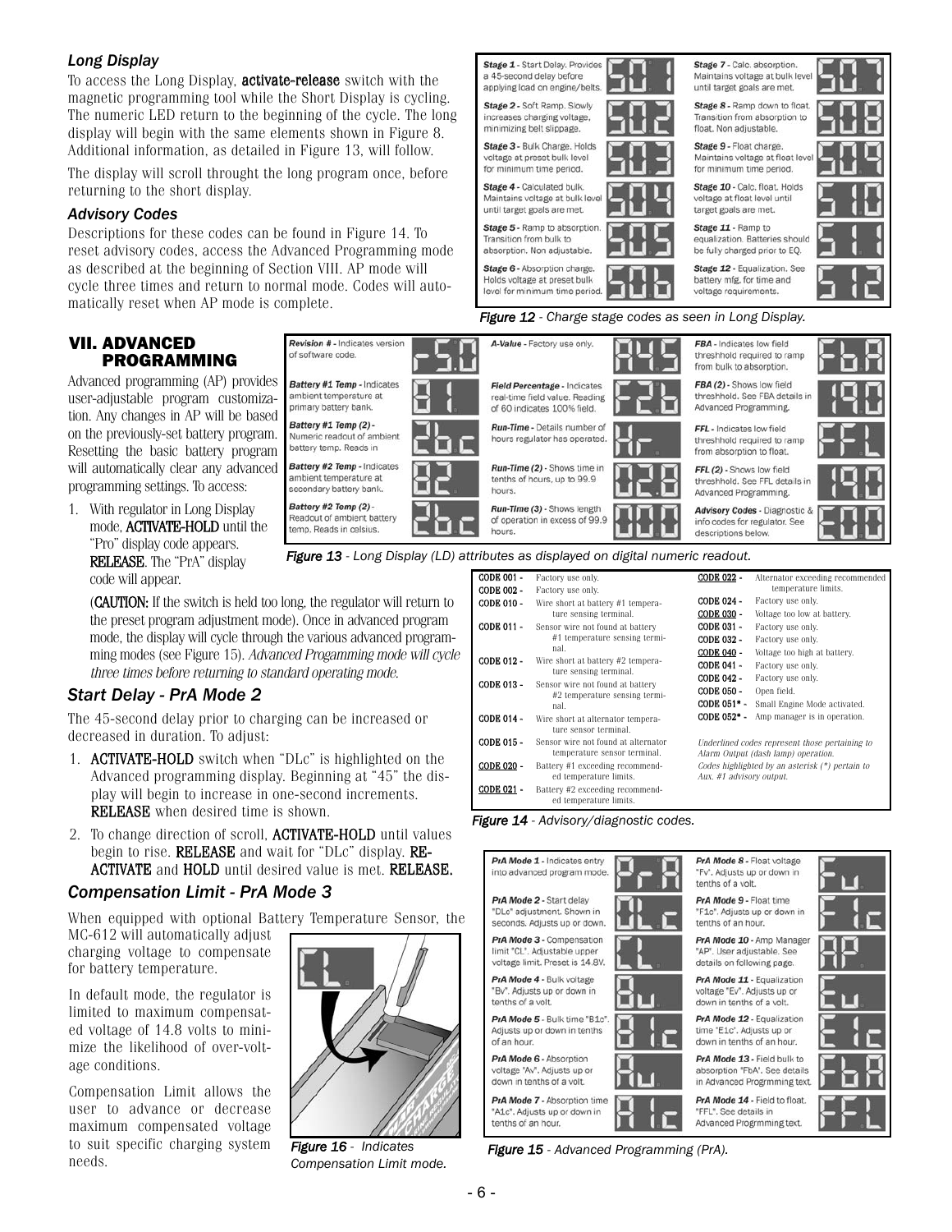### *Long Display*

To access the Long Display, **activate-release** switch with the magnetic programming tool while the Short Display is cycling. The numeric LED return to the beginning of the cycle. The long display will begin with the same elements shown in Figure 8. Additional information, as detailed in Figure 13, will follow.

The display will scroll throught the long program once, before returning to the short display.

### *Advisory Codes*

Descriptions for these codes can be found in Figure 14. To reset advisory codes, access the Advanced Programming mode as described at the beginning of Section VIII. AP mode will cycle three times and return to normal mode. Codes will automatically reset when AP mode is complete.

| | | | |
|---|---|---|---|
| ***Stage 1*** - Start Delay. Provides a 45-second delay before applying load on engine/belts. | S01 | ***Stage 7*** - Calc. absorption. Maintains voltage at bulk level until target goals are met. | S07 |
| ***Stage 2*** - Soft Ramp. Slowly increases charging voltage, minimizing belt slippage. | S02 | ***Stage 8*** - Ramp down to float. Transition from absorption to float. Non adjustable. | S08 |
| ***Stage 3*** - Bulk Charge. Holds voltage at preset bulk level for minimum time period. | S03 | ***Stage 9*** - Float charge. Maintains voltage at float level for minimum time period. | S09 |
| ***Stage 4*** - Calculated bulk. Maintains voltage at bulk level until target goals are met. | S04 | ***Stage 10*** - Calc. float. Holds voltage at float level until target goals are met. | S10 |
| ***Stage 5*** - Ramp to absorption. Transition from bulk to absorption. Non adjustable. | S05 | ***Stage 11*** - Ramp to equalization. Batteries should be fully charged prior to EQ. | S11 |
| ***Stage 6*** - Absorption charge. Holds voltage at preset bulk level for minimum time period. | S06 | ***Stage 12*** - Equalization. See battery mfg. for time and voltage requirements. | S12 |

***Figure 12*** *- Charge stage codes as seen in Long Display.*

## VII. ADVANCED PROGRAMMING

Advanced programming (AP) provides user-adjustable program customization. Any changes in AP will be based on the previously-set battery program. Resetting the basic battery program will automatically clear any advanced programming settings. To access:

1. With regulator in Long Display mode, **ACTIVATE-HOLD** until the "Pro" display code appears. **RELEASE**. The "PrA" display code will appear.

(**CAUTION:** If the switch is held too long, the regulator will return to the preset program adjustment mode). Once in advanced program mode, the display will cycle through the various advanced programming modes (see Figure 15). *Advanced Progamming mode will cycle three times before returning to standard operating mode.*

| | | | | | |
|---|---|---|---|---|---|
| ***Revision #*** - Indicates version of software code. | r5.0 | ***A-Value*** - Factory use only. | A45 | ***FBA*** - Indicates low field threshhold required to ramp from bulk to absorption. | FbA |
| ***Battery #1 Temp*** - Indicates ambient temperature at primary battery bank. | b1 | ***Field Percentage*** - Indicates real-time field value. Reading of 60 indicates 100% field. | F26 | ***FBA (2)*** - Shows low field threshhold. See FBA details in Advanced Programming. | 190 |
| ***Battery #1 Temp (2)*** - Numeric readout of ambient battery temp. Reads in | 2bc | ***Run-Time*** - Details number of hours regulator has operated. | Hr | ***FFL*** - Indicates low field threshhold required to ramp from absorption to float. | FFL |
| ***Battery #2 Temp*** - Indicates ambient temperature at secondary battery bank. | b2 | ***Run-Time (2)*** - Shows time in tenths of hours, up to 99.9 hours. | 02.8 | ***FFL (2)*** - Shows low field threshhold. See FFL details in Advanced Programming. | 190 |
| ***Battery #2 Temp (2)*** - Readout of ambient battery temp. Reads in celsius. | 2bc | ***Run-Time (3)*** - Shows length of operation in excess of 99.9 hours. | 000 | ***Advisory Codes*** - Diagnostic & info codes for regulator. See descriptions below. | E00 |

***Figure 13*** *- Long Display (LD) attributes as displayed on digital numeric readout.*

| Code | Description | Code | Description |
|---|---|---|---|
| CODE 001 - | Factory use only. | <u>CODE 022</u> - | Alternator exceeding recommended temperature limits. |
| CODE 002 - | Factory use only. | CODE 024 - | Factory use only. |
| CODE 010 - | Wire short at battery #1 temperature sensing terminal. | <u>CODE 030</u> - | Voltage too low at battery. |
| CODE 011 - | Sensor wire not found at battery #1 temperature sensing terminal. | CODE 031 - | Factory use only. |
| CODE 012 - | Wire short at battery #2 temperature sensing terminal. | CODE 032 - | Factory use only. |
| CODE 013 - | Sensor wire not found at battery #2 temperature sensing terminal. | <u>CODE 040</u> - | Voltage too high at battery. |
| CODE 014 - | Wire short at alternator temperature sensor terminal. | CODE 041 - | Factory use only. |
| CODE 015 - | Sensor wire not found at alternator temperature sensor terminal. | CODE 042 - | Factory use only. |
| <u>CODE 020</u> - | Battery #1 exceeding recommended temperature limits. | CODE 050 - | Open field. |
| <u>CODE 021</u> - | Battery #2 exceeding recommended temperature limits. | CODE 051* - | Small Engine Mode activated. |
| | | CODE 052* - | Amp manager is in operation. |

*Underlined codes represent those pertaining to Alarm Output (dash lamp) operation.*
*Codes highlighted by an asterisk (*) pertain to Aux. #1 advisory output.*

***Figure 14*** *- Advisory/diagnostic codes.*

### *Start Delay - PrA Mode 2*

The 45-second delay prior to charging can be increased or decreased in duration. To adjust:

1. **ACTIVATE-HOLD** switch when "DLc" is highlighted on the Advanced programming display. Beginning at "45" the display will begin to increase in one-second increments. **RELEASE** when desired time is shown.
2. To change direction of scroll, **ACTIVATE-HOLD** until values begin to rise. **RELEASE** and wait for "DLc" display. **RE-ACTIVATE** and **HOLD** until desired value is met. **RELEASE.**

### *Compensation Limit - PrA Mode 3*

When equipped with optional Battery Temperature Sensor, the MC-612 will automatically adjust charging voltage to compensate for battery temperature.

In default mode, the regulator is limited to maximum compensated voltage of 14.8 volts to minimize the likelihood of over-voltage conditions.

Compensation Limit allows the user to advance or decrease maximum compensated voltage to suit specific charging system needs.

***Figure 16*** *- Indicates Compensation Limit mode.*

| | | | |
|---|---|---|---|
| ***PrA Mode 1*** - Indicates entry into advanced program mode. | PrA | ***PrA Mode 8*** - Float voltage "Fv". Adjusts up or down in tenths of a volt. | Fv |
| ***PrA Mode 2*** - Start delay "DLc" adjustment. Shown in seconds. Adjusts up or down. | DLc | ***PrA Mode 9*** - Float time "F1c". Adjusts up or down in tenths of an hour. | F1c |
| ***PrA Mode 3*** - Compensation limit "CL". Adjustable upper voltage limit. Preset is 14.8V. | CL | ***PrA Mode 10*** - Amp Manager "AP". User adjustable. See details on following page. | AP |
| ***PrA Mode 4*** - Bulk voltage "Bv". Adjusts up or down in tenths of a volt. | Bv | ***PrA Mode 11*** - Equalization voltage "Ev". Adjusts up or down in tenths of a volt. | Ev |
| ***PrA Mode 5*** - Bulk time "B1c". Adjusts up or down in tenths of an hour. | B1c | ***PrA Mode 12*** - Equalization time "E1c". Adjusts up or down in tenths of an hour. | E1c |
| ***PrA Mode 6*** - Absorption voltage "Av". Adjusts up or down in tenths of a volt. | Av | ***PrA Mode 13*** - Field bulk to absorption "FbA". See details in Advanced Progrmming text. | FbA |
| ***PrA Mode 7*** - Absorption time "A1c". Adjusts up or down in tenths of an hour. | A1c | ***PrA Mode 14*** - Field to float. "FFL". See details in Advanced Progrmming text. | FFL |

***Figure 15*** *- Advanced Programming (PrA).*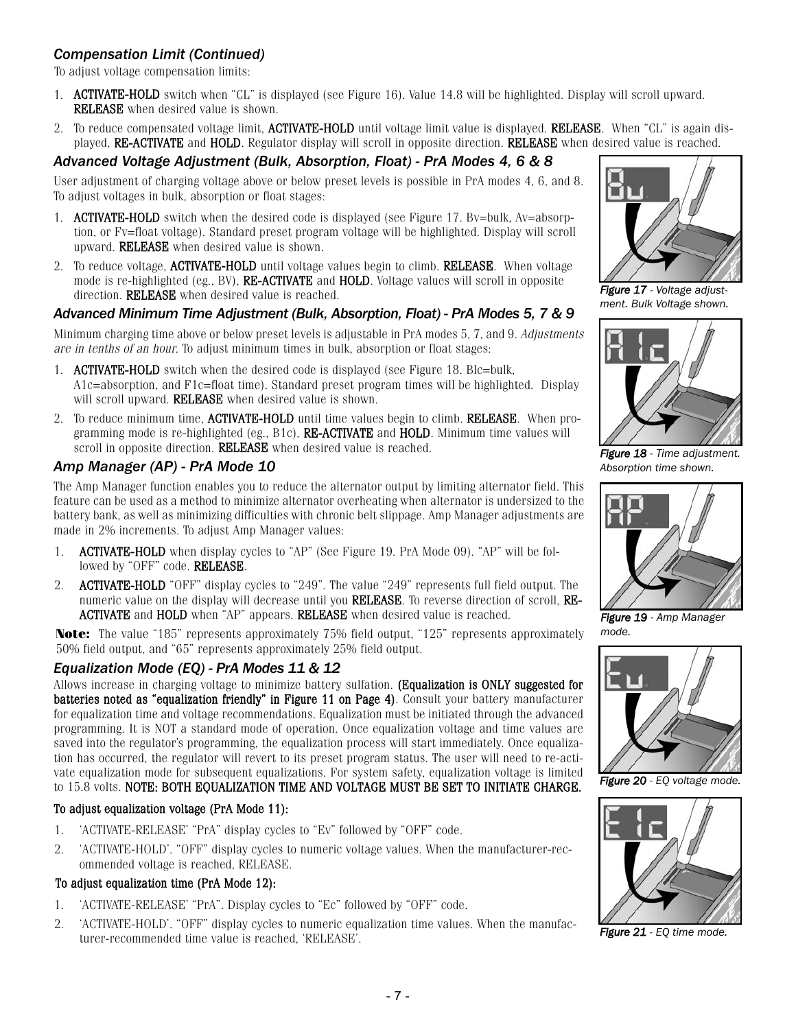### *Compensation Limit (Continued)*

To adjust voltage compensation limits:

1. **ACTIVATE-HOLD** switch when "CL" is displayed (see Figure 16). Value 14.8 will be highlighted. Display will scroll upward. **RELEASE** when desired value is shown.
2. To reduce compensated voltage limit, **ACTIVATE-HOLD** until voltage limit value is displayed. **RELEASE**. When "CL" is again displayed, **RE-ACTIVATE** and **HOLD**. Regulator display will scroll in opposite direction. **RELEASE** when desired value is reached.

### *Advanced Voltage Adjustment (Bulk, Absorption, Float) - PrA Modes 4, 6 & 8*

User adjustment of charging voltage above or below preset levels is possible in PrA modes 4, 6, and 8. To adjust voltages in bulk, absorption or float stages:

1. **ACTIVATE-HOLD** switch when the desired code is displayed (see Figure 17. Bv=bulk, Av=absorption, or Fv=float voltage). Standard preset program voltage will be highlighted. Display will scroll upward. **RELEASE** when desired value is shown.
2. To reduce voltage, **ACTIVATE-HOLD** until voltage values begin to climb. **RELEASE**. When voltage mode is re-highlighted (eg., BV), **RE-ACTIVATE** and **HOLD**. Voltage values will scroll in opposite direction. **RELEASE** when desired value is reached.

***Figure 17*** *- Voltage adjustment. Bulk Voltage shown.*

### *Advanced Minimum Time Adjustment (Bulk, Absorption, Float) - PrA Modes 5, 7 & 9*

Minimum charging time above or below preset levels is adjustable in PrA modes 5, 7, and 9. *Adjustments are in tenths of an hour.* To adjust minimum times in bulk, absorption or float stages:

1. **ACTIVATE-HOLD** switch when the desired code is displayed (see Figure 18. Blc=bulk, A1c=absorption, and F1c=float time). Standard preset program times will be highlighted. Display will scroll upward. **RELEASE** when desired value is shown.
2. To reduce minimum time, **ACTIVATE-HOLD** until time values begin to climb. **RELEASE**. When programming mode is re-highlighted (eg., B1c), **RE-ACTIVATE** and **HOLD**. Minimum time values will scroll in opposite direction. **RELEASE** when desired value is reached.

***Figure 18*** *- Time adjustment. Absorption time shown.*

### *Amp Manager (AP) - PrA Mode 10*

The Amp Manager function enables you to reduce the alternator output by limiting alternator field. This feature can be used as a method to minimize alternator overheating when alternator is undersized to the battery bank, as well as minimizing difficulties with chronic belt slippage. Amp Manager adjustments are made in 2% increments. To adjust Amp Manager values:

1. **ACTIVATE-HOLD** when display cycles to "AP" (See Figure 19. PrA Mode 09). "AP" will be followed by "OFF" code. **RELEASE**.
2. **ACTIVATE-HOLD** "OFF" display cycles to "249". The value "249" represents full field output. The numeric value on the display will decrease until you **RELEASE**. To reverse direction of scroll, **RE-ACTIVATE** and **HOLD** when "AP" appears. **RELEASE** when desired value is reached.

**Note:** The value "185" represents approximately 75% field output, "125" represents approximately 50% field output, and "65" represents approximately 25% field output.

***Figure 19*** *- Amp Manager mode.*

### *Equalization Mode (EQ) - PrA Modes 11 & 12*

Allows increase in charging voltage to minimize battery sulfation. **(Equalization is ONLY suggested for batteries noted as "equalization friendly" in Figure 11 on Page 4)**. Consult your battery manufacturer for equalization time and voltage recommendations. Equalization must be initiated through the advanced programming. It is NOT a standard mode of operation. Once equalization voltage and time values are saved into the regulator's programming, the equalization process will start immediately. Once equalization has occurred, the regulator will revert to its preset program status. The user will need to re-activate equalization mode for subsequent equalizations. For system safety, equalization voltage is limited to 15.8 volts. **NOTE: BOTH EQUALIZATION TIME AND VOLTAGE MUST BE SET TO INITIATE CHARGE.**

***Figure 20*** *- EQ voltage mode.*

**To adjust equalization voltage (PrA Mode 11):**

1. 'ACTIVATE-RELEASE' "PrA" display cycles to "Ev" followed by "OFF" code.
2. 'ACTIVATE-HOLD'. "OFF" display cycles to numeric voltage values. When the manufacturer-recommended voltage is reached, RELEASE.

**To adjust equalization time (PrA Mode 12):**

1. 'ACTIVATE-RELEASE' "PrA". Display cycles to "Ec" followed by "OFF" code.
2. 'ACTIVATE-HOLD'. "OFF" display cycles to numeric equalization time values. When the manufacturer-recommended time value is reached, 'RELEASE'.

***Figure 21*** *- EQ time mode.*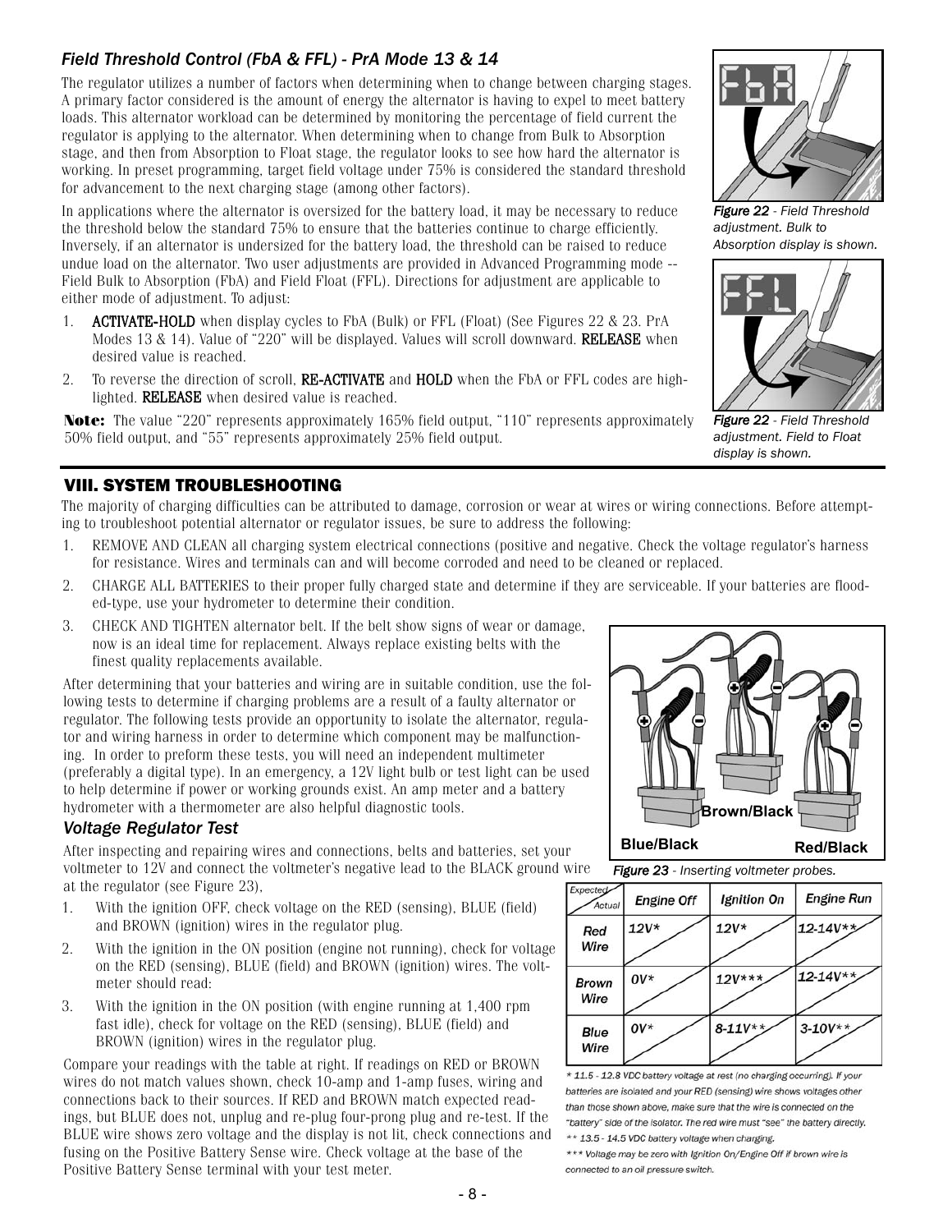### *Field Threshold Control (FbA & FFL) - PrA Mode 13 & 14*

The regulator utilizes a number of factors when determining when to change between charging stages. A primary factor considered is the amount of energy the alternator is having to expel to meet battery loads. This alternator workload can be determined by monitoring the percentage of field current the regulator is applying to the alternator. When determining when to change from Bulk to Absorption stage, and then from Absorption to Float stage, the regulator looks to see how hard the alternator is working. In preset programming, target field voltage under 75% is considered the standard threshold for advancement to the next charging stage (among other factors).

In applications where the alternator is oversized for the battery load, it may be necessary to reduce the threshold below the standard 75% to ensure that the batteries continue to charge efficiently. Inversely, if an alternator is undersized for the battery load, the threshold can be raised to reduce undue load on the alternator. Two user adjustments are provided in Advanced Programming mode -- Field Bulk to Absorption (FbA) and Field Float (FFL). Directions for adjustment are applicable to either mode of adjustment. To adjust:

1. **ACTIVATE-HOLD** when display cycles to FbA (Bulk) or FFL (Float) (See Figures 22 & 23. PrA Modes 13 & 14). Value of "220" will be displayed. Values will scroll downward. **RELEASE** when desired value is reached.
2. To reverse the direction of scroll, **RE-ACTIVATE** and **HOLD** when the FbA or FFL codes are highlighted. **RELEASE** when desired value is reached.

**Note:** The value "220" represents approximately 165% field output, "110" represents approximately 50% field output, and "55" represents approximately 25% field output.

***Figure 22*** *- Field Threshold adjustment. Bulk to Absorption display is shown.*

***Figure 22*** *- Field Threshold adjustment. Field to Float display is shown.*

## VIII. SYSTEM TROUBLESHOOTING

The majority of charging difficulties can be attributed to damage, corrosion or wear at wires or wiring connections. Before attempting to troubleshoot potential alternator or regulator issues, be sure to address the following:

1. REMOVE AND CLEAN all charging system electrical connections (positive and negative. Check the voltage regulator's harness for resistance. Wires and terminals can and will become corroded and need to be cleaned or replaced.
2. CHARGE ALL BATTERIES to their proper fully charged state and determine if they are serviceable. If your batteries are flooded-type, use your hydrometer to determine their condition.
3. CHECK AND TIGHTEN alternator belt. If the belt show signs of wear or damage, now is an ideal time for replacement. Always replace existing belts with the finest quality replacements available.

After determining that your batteries and wiring are in suitable condition, use the following tests to determine if charging problems are a result of a faulty alternator or regulator. The following tests provide an opportunity to isolate the alternator, regulator and wiring harness in order to determine which component may be malfunctioning. In order to preform these tests, you will need an independent multimeter (preferably a digital type). In an emergency, a 12V light bulb or test light can be used to help determine if power or working grounds exist. An amp meter and a battery hydrometer with a thermometer are also helpful diagnostic tools.

### *Voltage Regulator Test*

After inspecting and repairing wires and connections, belts and batteries, set your voltmeter to 12V and connect the voltmeter's negative lead to the BLACK ground wire at the regulator (see Figure 23),

1. With the ignition OFF, check voltage on the RED (sensing), BLUE (field) and BROWN (ignition) wires in the regulator plug.
2. With the ignition in the ON position (engine not running), check for voltage on the RED (sensing), BLUE (field) and BROWN (ignition) wires. The voltmeter should read:
3. With the ignition in the ON position (with engine running at 1,400 rpm fast idle), check for voltage on the RED (sensing), BLUE (field) and BROWN (ignition) wires in the regulator plug.

Compare your readings with the table at right. If readings on RED or BROWN wires do not match values shown, check 10-amp and 1-amp fuses, wiring and connections back to their sources. If RED and BROWN match expected readings, but BLUE does not, unplug and re-plug four-prong plug and re-test. If the BLUE wire shows zero voltage and the display is not lit, check connections and fusing on the Positive Battery Sense wire. Check voltage at the base of the Positive Battery Sense terminal with your test meter.

Blue/Black    Brown/Black    Red/Black

***Figure 23*** *- Inserting voltmeter probes.*

| Expected / Actual | Engine Off | Ignition On | Engine Run |
|---|---|---|---|
| Red Wire | 12V* | 12V* | 12-14V** |
| Brown Wire | 0V* | 12V*** | 12-14V** |
| Blue Wire | 0V* | 8-11V** | 3-10V** |

\* 11.5 - 12.8 VDC battery voltage at rest (no charging occurring). If your batteries are isolated and your RED (sensing) wire shows voltages other than those shown above, make sure that the wire is connected on the "battery" side of the isolator. The red wire must "see" the battery directly.

\*\* 13.5 - 14.5 VDC battery voltage when charging.

\*\*\* Voltage may be zero with Ignition On/Engine Off if brown wire is connected to an oil pressure switch.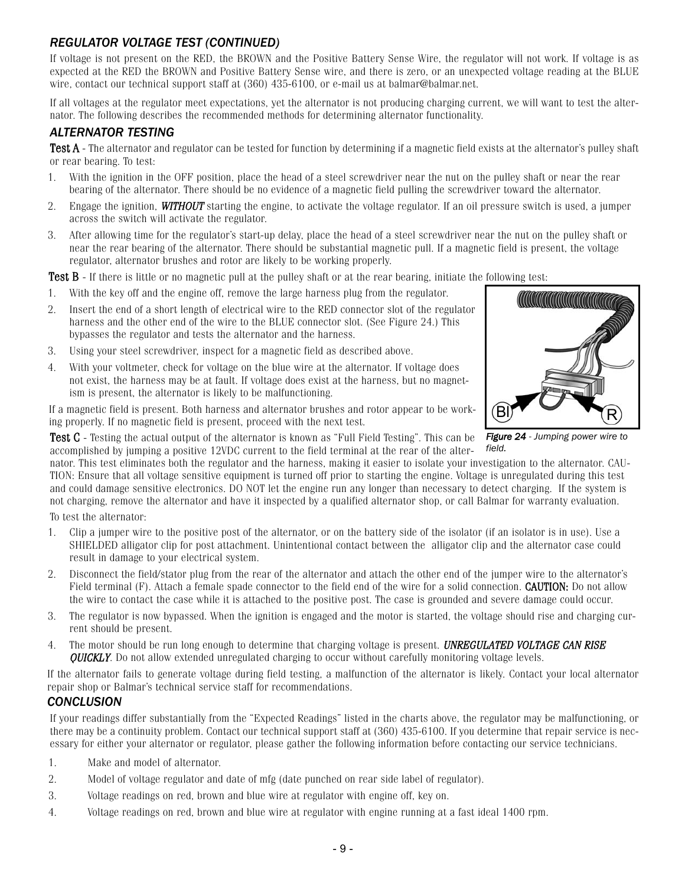### *REGULATOR VOLTAGE TEST (CONTINUED)*

If voltage is not present on the RED, the BROWN and the Positive Battery Sense Wire, the regulator will not work. If voltage is as expected at the RED the BROWN and Positive Battery Sense wire, and there is zero, or an unexpected voltage reading at the BLUE wire, contact our technical support staff at (360) 435-6100, or e-mail us at balmar@balmar.net.

If all voltages at the regulator meet expectations, yet the alternator is not producing charging current, we will want to test the alternator. The following describes the recommended methods for determining alternator functionality.

### *ALTERNATOR TESTING*

**Test A** - The alternator and regulator can be tested for function by determining if a magnetic field exists at the alternator's pulley shaft or rear bearing. To test:

1. With the ignition in the OFF position, place the head of a steel screwdriver near the nut on the pulley shaft or near the rear bearing of the alternator. There should be no evidence of a magnetic field pulling the screwdriver toward the alternator.
2. Engage the ignition, ***WITHOUT*** starting the engine, to activate the voltage regulator. If an oil pressure switch is used, a jumper across the switch will activate the regulator.
3. After allowing time for the regulator's start-up delay, place the head of a steel screwdriver near the nut on the pulley shaft or near the rear bearing of the alternator. There should be substantial magnetic pull. If a magnetic field is present, the voltage regulator, alternator brushes and rotor are likely to be working properly.

**Test B** - If there is little or no magnetic pull at the pulley shaft or at the rear bearing, initiate the following test:

1. With the key off and the engine off, remove the large harness plug from the regulator.
2. Insert the end of a short length of electrical wire to the RED connector slot of the regulator harness and the other end of the wire to the BLUE connector slot. (See Figure 24.) This bypasses the regulator and tests the alternator and the harness.
3. Using your steel screwdriver, inspect for a magnetic field as described above.
4. With your voltmeter, check for voltage on the blue wire at the alternator. If voltage does not exist, the harness may be at fault. If voltage does exist at the harness, but no magnetism is present, the alternator is likely to be malfunctioning.

If a magnetic field is present. Both harness and alternator brushes and rotor appear to be working properly. If no magnetic field is present, proceed with the next test.

***Figure 24*** *- Jumping power wire to field.*

**Test C** - Testing the actual output of the alternator is known as "Full Field Testing". This can be accomplished by jumping a positive 12VDC current to the field terminal at the rear of the alternator. This test eliminates both the regulator and the harness, making it easier to isolate your investigation to the alternator. CAUTION: Ensure that all voltage sensitive equipment is turned off prior to starting the engine. Voltage is unregulated during this test and could damage sensitive electronics. DO NOT let the engine run any longer than necessary to detect charging. If the system is not charging, remove the alternator and have it inspected by a qualified alternator shop, or call Balmar for warranty evaluation.

To test the alternator:

1. Clip a jumper wire to the positive post of the alternator, or on the battery side of the isolator (if an isolator is in use). Use a SHIELDED alligator clip for post attachment. Unintentional contact between the alligator clip and the alternator case could result in damage to your electrical system.
2. Disconnect the field/stator plug from the rear of the alternator and attach the other end of the jumper wire to the alternator's Field terminal (F). Attach a female spade connector to the field end of the wire for a solid connection. **CAUTION:** Do not allow the wire to contact the case while it is attached to the positive post. The case is grounded and severe damage could occur.
3. The regulator is now bypassed. When the ignition is engaged and the motor is started, the voltage should rise and charging current should be present.
4. The motor should be run long enough to determine that charging voltage is present. ***UNREGULATED VOLTAGE CAN RISE QUICKLY***. Do not allow extended unregulated charging to occur without carefully monitoring voltage levels.

If the alternator fails to generate voltage during field testing, a malfunction of the alternator is likely. Contact your local alternator repair shop or Balmar's technical service staff for recommendations.

### *CONCLUSION*

If your readings differ substantially from the "Expected Readings" listed in the charts above, the regulator may be malfunctioning, or there may be a continuity problem. Contact our technical support staff at (360) 435-6100. If you determine that repair service is necessary for either your alternator or regulator, please gather the following information before contacting our service technicians.

1. Make and model of alternator.
2. Model of voltage regulator and date of mfg (date punched on rear side label of regulator).
3. Voltage readings on red, brown and blue wire at regulator with engine off, key on.
4. Voltage readings on red, brown and blue wire at regulator with engine running at a fast ideal 1400 rpm.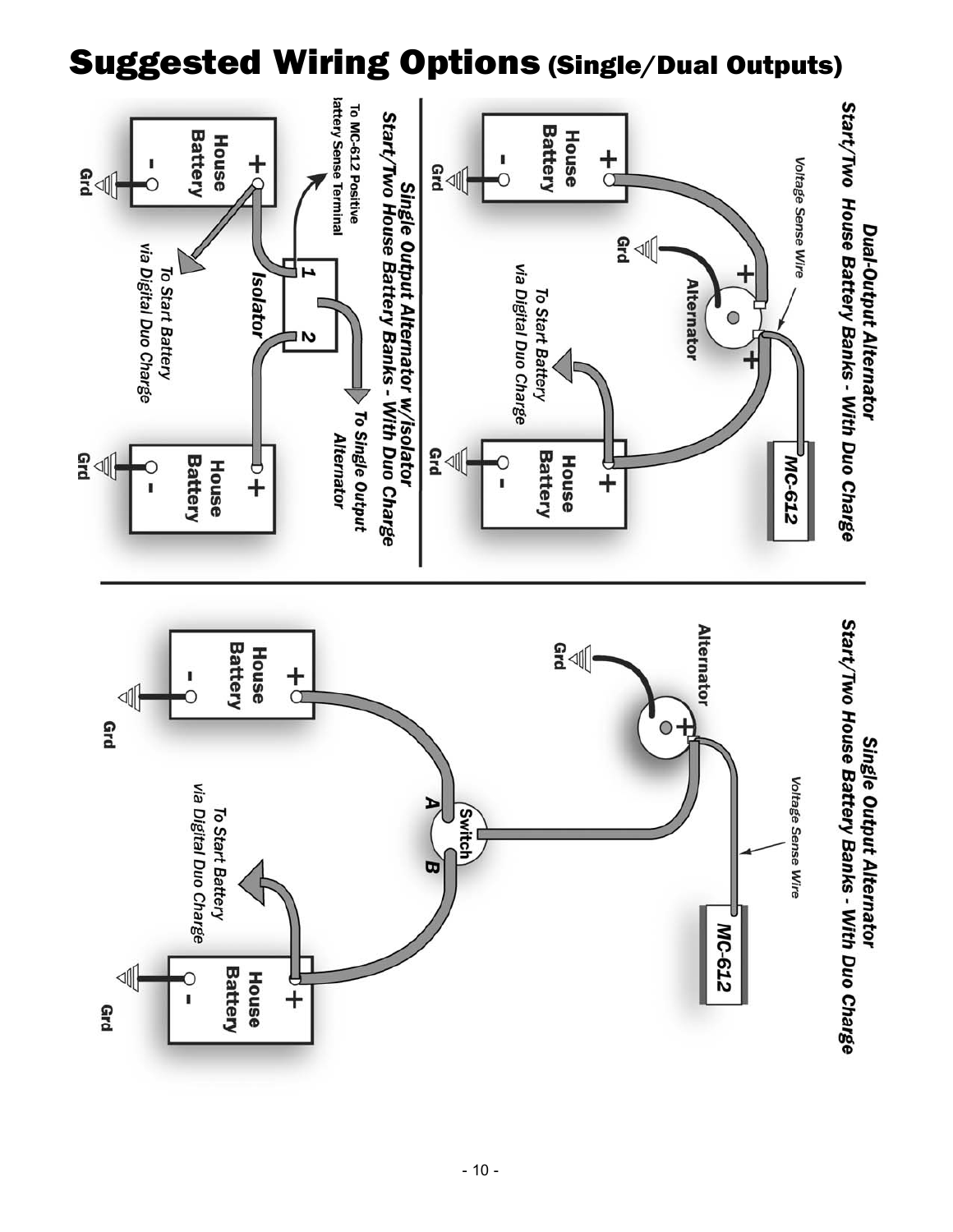# Suggested Wiring Options (Single/Dual Outputs)

**Dual-Output Alternator**
**Start/Two House Battery Banks - With Duo Charge**

Voltage Sense Wire

MC-612

Alternator

House Battery

House Battery

Grd

To Start Battery via Digital Duo Charge

**Single Output Alternator w/Isolator**
**Start/Two House Battery Banks - With Duo Charge**

To MC-612 Positive Battery Sense Terminal

Isolator

To Single Output Alternator

House Battery

House Battery

Grd

To Start Battery via Digital Duo Charge

**Single Output Alternator**
**Start/Two House Battery Banks - With Duo Charge**

Voltage Sense Wire

MC-612

Alternator

Switch

A

B

House Battery

House Battery

Grd

To Start Battery via Digital Duo Charge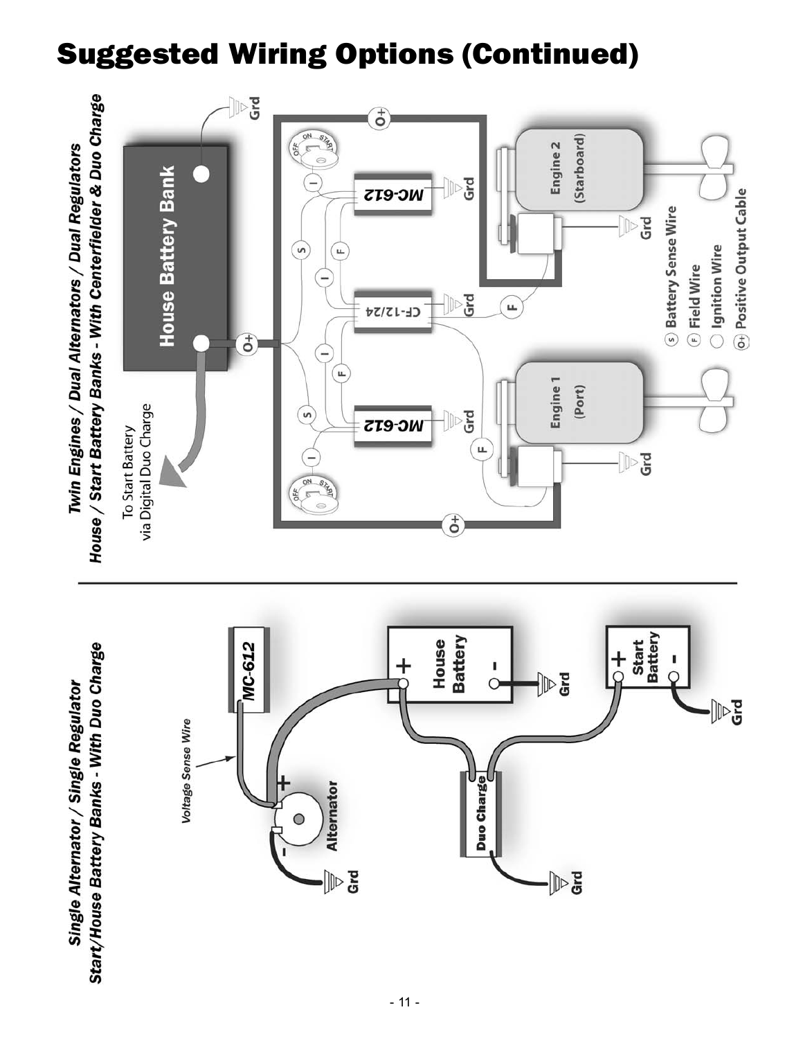# Suggested Wiring Options (Continued)

## *Twin Engines / Dual Alternators / Dual Regulators*
## *House / Start Battery Banks - With Centerfielder & Duo Charge*

House Battery Bank

To Start Battery via Digital Duo Charge

MC-612

CF-12/24

MC-612

Engine 2 (Starboard)

Engine 1 (Port)

Grd

O+

- (S) Battery Sense Wire
- (F) Field Wire
- ( ) Ignition Wire
- (O+) Positive Output Cable

## *Single Alternator / Single Regulator*
## *Start/House Battery Banks - With Duo Charge*

MC-612

Voltage Sense Wire

Alternator

House Battery

Start Battery

Duo Charge

Grd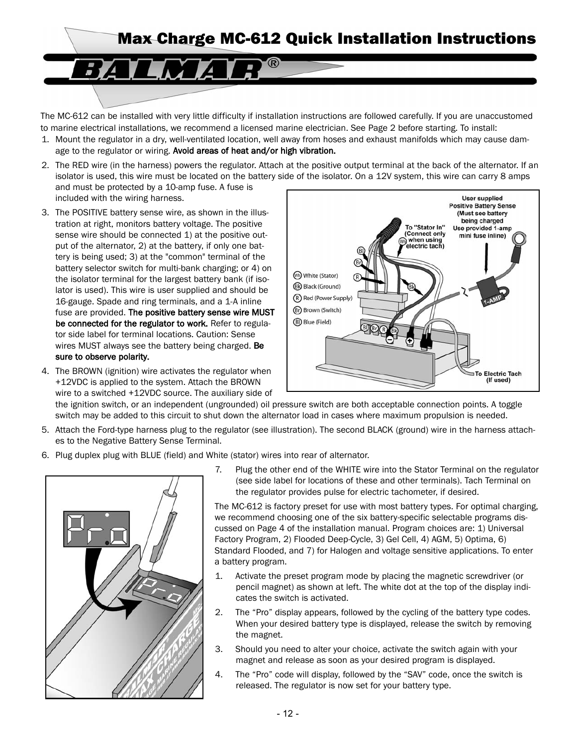# Max Charge MC-612 Quick Installation Instructions

The MC-612 can be installed with very little difficulty if installation instructions are followed carefully. If you are unaccustomed to marine electrical installations, we recommend a licensed marine electrician. See Page 2 before starting. To install:

1. Mount the regulator in a dry, well-ventilated location, well away from hoses and exhaust manifolds which may cause damage to the regulator or wiring. **Avoid areas of heat and/or high vibration.**
2. The RED wire (in the harness) powers the regulator. Attach at the positive output terminal at the back of the alternator. If an isolator is used, this wire must be located on the battery side of the isolator. On a 12V system, this wire can carry 8 amps and must be protected by a 10-amp fuse. A fuse is included with the wiring harness.
3. The POSITIVE battery sense wire, as shown in the illustration at right, monitors battery voltage. The positive sense wire should be connected 1) at the positive output of the alternator, 2) at the battery, if only one battery is being used; 3) at the "common" terminal of the battery selector switch for multi-bank charging; or 4) on the isolator terminal for the largest battery bank (if isolator is used). This wire is user supplied and should be 16-gauge. Spade and ring terminals, and a 1-A inline fuse are provided. **The positive battery sense wire MUST be connected for the regulator to work.** Refer to regulator side label for terminal locations. Caution: Sense wires MUST always see the battery being charged. **Be sure to observe polarity.**
4. The BROWN (ignition) wire activates the regulator when +12VDC is applied to the system. Attach the BROWN wire to a switched +12VDC source. The auxiliary side of the ignition switch, or an independent (ungrounded) oil pressure switch are both acceptable connection points. A toggle switch may be added to this circuit to shut down the alternator load in cases where maximum propulsion is needed.
5. Attach the Ford-type harness plug to the regulator (see illustration). The second BLACK (ground) wire in the harness attaches to the Negative Battery Sense Terminal.
6. Plug duplex plug with BLUE (field) and White (stator) wires into rear of alternator.
7. Plug the other end of the WHITE wire into the Stator Terminal on the regulator (see side label for locations of these and other terminals). Tach Terminal on the regulator provides pulse for electric tachometer, if desired.

User supplied Positive Battery Sense (Must see battery being charged Use provided 1-amp mini fuse inline)
To "Stator In" (Connect only when using electric tach)
Wh White (Stator)
Bk Black (Ground)
R Red (Power Supply)
Br Brown (Switch)
Bl Blue (Field)
1-AMP
To Electric Tach (If used)

The MC-612 is factory preset for use with most battery types. For optimal charging, we recommend choosing one of the six battery-specific selectable programs discussed on Page 4 of the installation manual. Program choices are: 1) Universal Factory Program, 2) Flooded Deep-Cycle, 3) Gel Cell, 4) AGM, 5) Optima, 6) Standard Flooded, and 7) for Halogen and voltage sensitive applications. To enter a battery program.

1. Activate the preset program mode by placing the magnetic screwdriver (or pencil magnet) as shown at left. The white dot at the top of the display indicates the switch is activated.
2. The "Pro" display appears, followed by the cycling of the battery type codes. When your desired battery type is displayed, release the switch by removing the magnet.
3. Should you need to alter your choice, activate the switch again with your magnet and release as soon as your desired program is displayed.
4. The "Pro" code will display, followed by the "SAV" code, once the switch is released. The regulator is now set for your battery type.